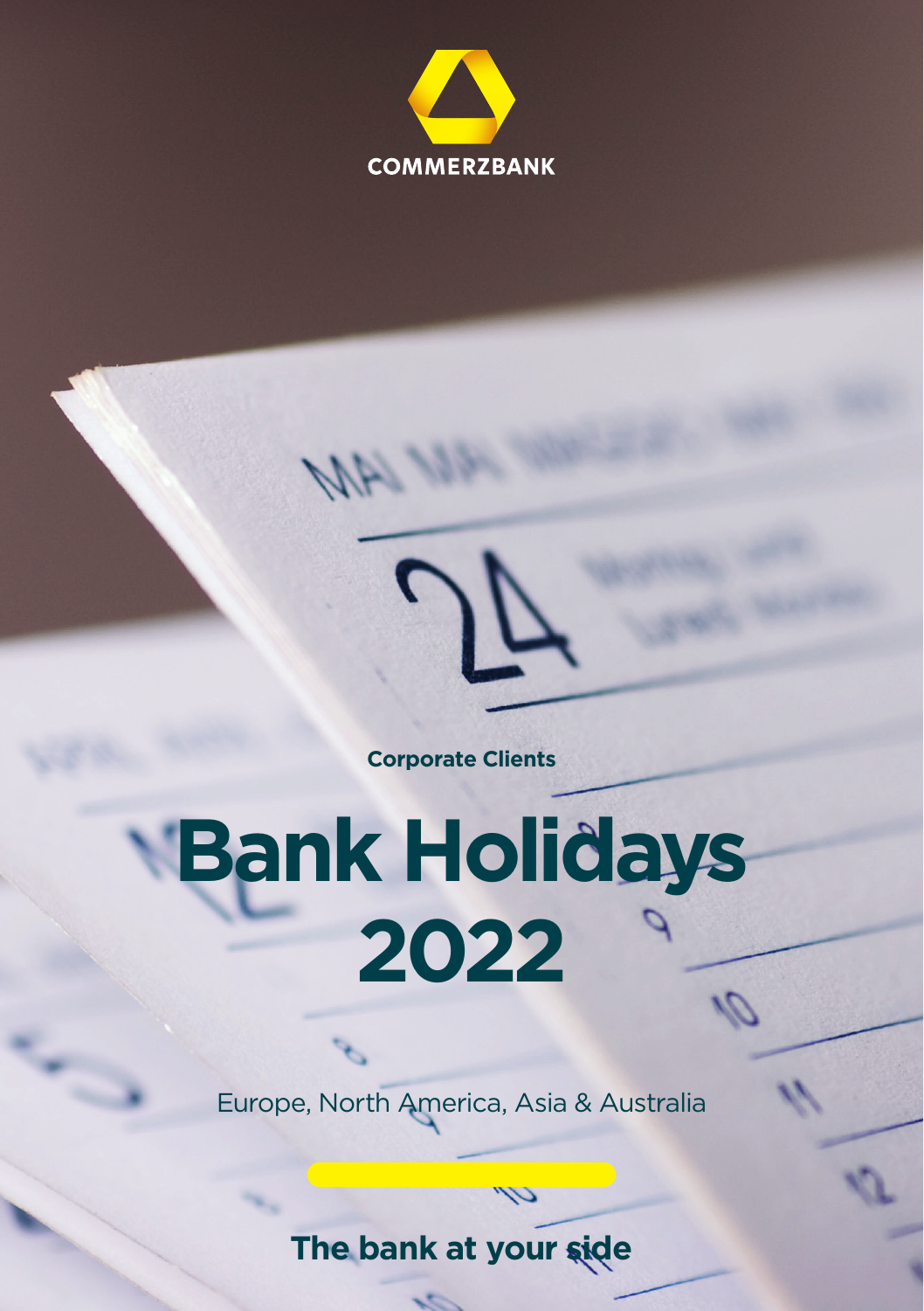COMMERZBANK

**Corporate Clients**

# Bank Holidays 2022

Europe, North America, Asia & Australia

**The bank at your side**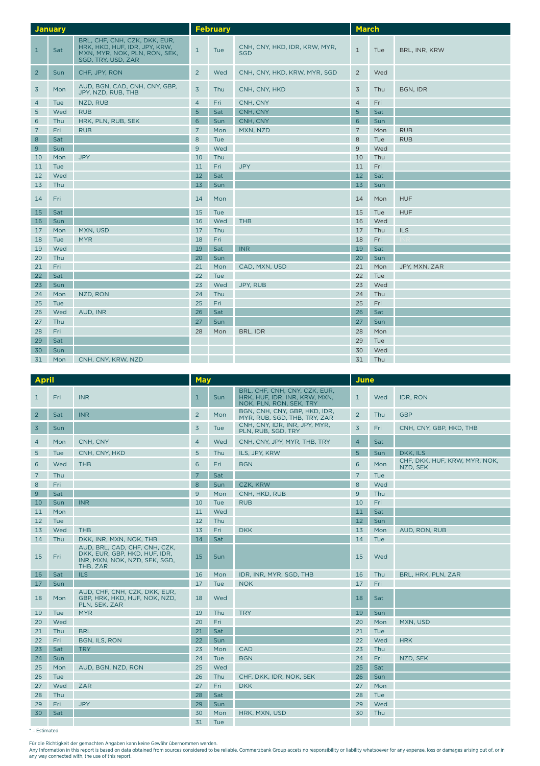| January | | | February | | | March | | |
|---|---|---|---|---|---|---|---|---|
| 1 | Sat | BRL, CHF, CNH, CZK, DKK, EUR, HRK, HKD, HUF, IDR, JPY, KRW, MXN, MYR, NOK, PLN, RON, SEK, SGD, TRY, USD, ZAR | 1 | Tue | CNH, CNY, HKD, IDR, KRW, MYR, SGD | 1 | Tue | BRL, INR, KRW |
| 2 | Sun | CHF, JPY, RON | 2 | Wed | CNH, CNY, HKD, KRW, MYR, SGD | 2 | Wed | |
| 3 | Mon | AUD, BGN, CAD, CNH, CNY, GBP, JPY, NZD, RUB, THB | 3 | Thu | CNH, CNY, HKD | 3 | Thu | BGN, IDR |
| 4 | Tue | NZD, RUB | 4 | Fri | CNH, CNY | 4 | Fri | |
| 5 | Wed | RUB | 5 | Sat | CNH, CNY | 5 | Sat | |
| 6 | Thu | HRK, PLN, RUB, SEK | 6 | Sun | CNH, CNY | 6 | Sun | |
| 7 | Fri | RUB | 7 | Mon | MXN, NZD | 7 | Mon | RUB |
| 8 | Sat | | 8 | Tue | | 8 | Tue | RUB |
| 9 | Sun | | 9 | Wed | | 9 | Wed | |
| 10 | Mon | JPY | 10 | Thu | | 10 | Thu | |
| 11 | Tue | | 11 | Fri | JPY | 11 | Fri | |
| 12 | Wed | | 12 | Sat | | 12 | Sat | |
| 13 | Thu | | 13 | Sun | | 13 | Sun | |
| 14 | Fri | | 14 | Mon | | 14 | Mon | HUF |
| 15 | Sat | | 15 | Tue | | 15 | Tue | HUF |
| 16 | Sun | | 16 | Wed | THB | 16 | Wed | |
| 17 | Mon | MXN, USD | 17 | Thu | | 17 | Thu | ILS |
| 18 | Tue | MYR | 18 | Fri | | 18 | Fri | INR |
| 19 | Wed | | 19 | Sat | INR | 19 | Sat | |
| 20 | Thu | | 20 | Sun | | 20 | Sun | |
| 21 | Fri | | 21 | Mon | CAD, MXN, USD | 21 | Mon | JPY, MXN, ZAR |
| 22 | Sat | | 22 | Tue | | 22 | Tue | |
| 23 | Sun | | 23 | Wed | JPY, RUB | 23 | Wed | |
| 24 | Mon | NZD, RON | 24 | Thu | | 24 | Thu | |
| 25 | Tue | | 25 | Fri | | 25 | Fri | |
| 26 | Wed | AUD, INR | 26 | Sat | | 26 | Sat | |
| 27 | Thu | | 27 | Sun | | 27 | Sun | |
| 28 | Fri | | 28 | Mon | BRL, IDR | 28 | Mon | |
| 29 | Sat | | | | | 29 | Tue | |
| 30 | Sun | | | | | 30 | Wed | |
| 31 | Mon | CNH, CNY, KRW, NZD | | | | 31 | Thu | |

| April | | | May | | | June | | |
|---|---|---|---|---|---|---|---|---|
| 1 | Fri | INR | 1 | Sun | BRL, CHF, CNH, CNY, CZK, EUR, HRK, HUF, IDR, INR, KRW, MXN, NOK, PLN, RON, SEK, TRY | 1 | Wed | IDR, RON |
| 2 | Sat | INR | 2 | Mon | BGN, CNH, CNY, GBP, HKD, IDR, MYR, RUB, SGD, THB, TRY, ZAR | 2 | Thu | GBP |
| 3 | Sun | | 3 | Tue | CNH, CNY, IDR, INR, JPY, MYR, PLN, RUB, SGD, TRY | 3 | Fri | CNH, CNY, GBP, HKD, THB |
| 4 | Mon | CNH, CNY | 4 | Wed | CNH, CNY, JPY, MYR, THB, TRY | 4 | Sat | |
| 5 | Tue | CNH, CNY, HKD | 5 | Thu | ILS, JPY, KRW | 5 | Sun | DKK, ILS |
| 6 | Wed | THB | 6 | Fri | BGN | 6 | Mon | CHF, DKK, HUF, KRW, MYR, NOK, NZD, SEK |
| 7 | Thu | | 7 | Sat | | 7 | Tue | |
| 8 | Fri | | 8 | Sun | CZK, KRW | 8 | Wed | |
| 9 | Sat | | 9 | Mon | CNH, HKD, RUB | 9 | Thu | |
| 10 | Sun | INR | 10 | Tue | RUB | 10 | Fri | |
| 11 | Mon | | 11 | Wed | | 11 | Sat | |
| 12 | Tue | | 12 | Thu | | 12 | Sun | |
| 13 | Wed | THB | 13 | Fri | DKK | 13 | Mon | AUD, RON, RUB |
| 14 | Thu | DKK, INR, MXN, NOK, THB | 14 | Sat | | 14 | Tue | |
| 15 | Fri | AUD, BRL, CAD, CHF, CNH, CZK, DKK, EUR, GBP, HKD, HUF, IDR, INR, MXN, NOK, NZD, SEK, SGD, THB, ZAR | 15 | Sun | | 15 | Wed | |
| 16 | Sat | ILS | 16 | Mon | IDR, INR, MYR, SGD, THB | 16 | Thu | BRL, HRK, PLN, ZAR |
| 17 | Sun | | 17 | Tue | NOK | 17 | Fri | |
| 18 | Mon | AUD, CHF, CNH, CZK, DKK, EUR, GBP, HRK, HKD, HUF, NOK, NZD, PLN, SEK, ZAR | 18 | Wed | | 18 | Sat | |
| 19 | Tue | MYR | 19 | Thu | TRY | 19 | Sun | |
| 20 | Wed | | 20 | Fri | | 20 | Mon | MXN, USD |
| 21 | Thu | BRL | 21 | Sat | | 21 | Tue | |
| 22 | Fri | BGN, ILS, RON | 22 | Sun | | 22 | Wed | HRK |
| 23 | Sat | TRY | 23 | Mon | CAD | 23 | Thu | |
| 24 | Sun | | 24 | Tue | BGN | 24 | Fri | NZD, SEK |
| 25 | Mon | AUD, BGN, NZD, RON | 25 | Wed | | 25 | Sat | |
| 26 | Tue | | 26 | Thu | CHF, DKK, IDR, NOK, SEK | 26 | Sun | |
| 27 | Wed | ZAR | 27 | Fri | DKK | 27 | Mon | |
| 28 | Thu | | 28 | Sat | | 28 | Tue | |
| 29 | Fri | JPY | 29 | Sun | | 29 | Wed | |
| 30 | Sat | | 30 | Mon | HRK, MXN, USD | 30 | Thu | |
| | | | 31 | Tue | | | | |

\* = Estimated

Für die Richtigkeit der gemachten Angaben kann keine Gewähr übernommen werden.
Any Information in this report is based on data obtained from sources considered to be reliable. Commerzbank Group accets no responsibility or liability whatsoever for any expense, loss or damages arising out of, or in any way connected with, the use of this report.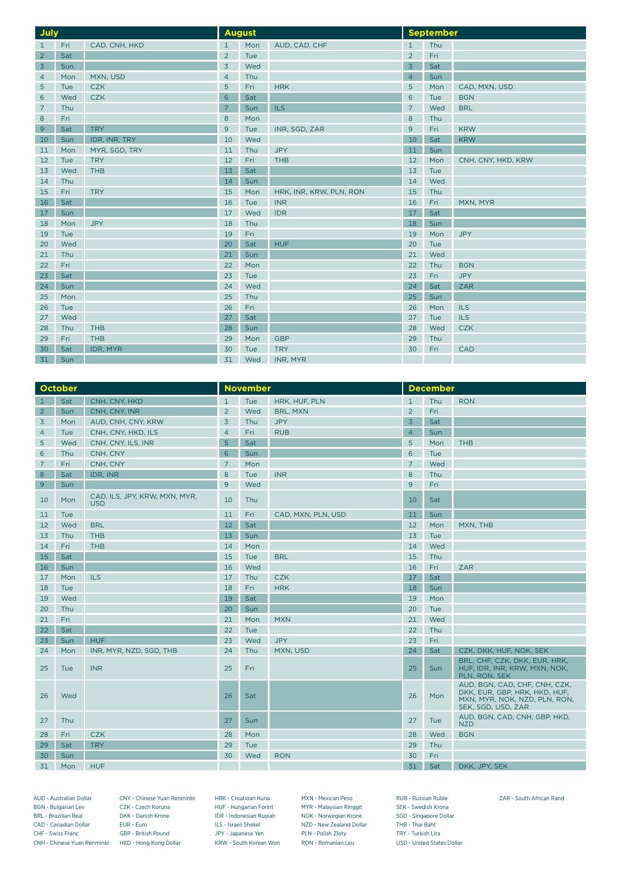| July | | | August | | | September | | |
|---|---|---|---|---|---|---|---|---|
| 1 | Fri | CAD, CNH, HKD | 1 | Mon | AUD, CAD, CHF | 1 | Thu | |
| 2 | Sat | | 2 | Tue | | 2 | Fri | |
| 3 | Sun | | 3 | Wed | | 3 | Sat | |
| 4 | Mon | MXN, USD | 4 | Thu | | 4 | Sun | |
| 5 | Tue | CZK | 5 | Fri | HRK | 5 | Mon | CAD, MXN, USD |
| 6 | Wed | CZK | 6 | Sat | | 6 | Tue | BGN |
| 7 | Thu | | 7 | Sun | ILS | 7 | Wed | BRL |
| 8 | Fri | | 8 | Mon | | 8 | Thu | |
| 9 | Sat | TRY | 9 | Tue | INR, SGD, ZAR | 9 | Fri | KRW |
| 10 | Sun | IDR, INR, TRY | 10 | Wed | | 10 | Sat | KRW |
| 11 | Mon | MYR, SGD, TRY | 11 | Thu | JPY | 11 | Sun | |
| 12 | Tue | TRY | 12 | Fri | THB | 12 | Mon | CNH, CNY, HKD, KRW |
| 13 | Wed | THB | 13 | Sat | | 13 | Tue | |
| 14 | Thu | | 14 | Sun | | 14 | Wed | |
| 15 | Fri | TRY | 15 | Mon | HRK, INR, KRW, PLN, RON | 15 | Thu | |
| 16 | Sat | | 16 | Tue | INR | 16 | Fri | MXN, MYR |
| 17 | Sun | | 17 | Wed | IDR | 17 | Sat | |
| 18 | Mon | JPY | 18 | Thu | | 18 | Sun | |
| 19 | Tue | | 19 | Fri | | 19 | Mon | JPY |
| 20 | Wed | | 20 | Sat | HUF | 20 | Tue | |
| 21 | Thu | | 21 | Sun | | 21 | Wed | |
| 22 | Fri | | 22 | Mon | | 22 | Thu | BGN |
| 23 | Sat | | 23 | Tue | | 23 | Fri | JPY |
| 24 | Sun | | 24 | Wed | | 24 | Sat | ZAR |
| 25 | Mon | | 25 | Thu | | 25 | Sun | |
| 26 | Tue | | 26 | Fri | | 26 | Mon | ILS |
| 27 | Wed | | 27 | Sat | | 27 | Tue | ILS |
| 28 | Thu | THB | 28 | Sun | | 28 | Wed | CZK |
| 29 | Fri | THB | 29 | Mon | GBP | 29 | Thu | |
| 30 | Sat | IDR, MYR | 30 | Tue | TRY | 30 | Fri | CAD |
| 31 | Sun | | 31 | Wed | INR, MYR | | | |

| October | | | November | | | December | | |
|---|---|---|---|---|---|---|---|---|
| 1 | Sat | CNH, CNY, HKD | 1 | Tue | HRK, HUF, PLN | 1 | Thu | RON |
| 2 | Sun | CNH, CNY, INR | 2 | Wed | BRL, MXN | 2 | Fri | |
| 3 | Mon | AUD, CNH, CNY, KRW | 3 | Thu | JPY | 3 | Sat | |
| 4 | Tue | CNH, CNY, HKD, ILS | 4 | Fri | RUB | 4 | Sun | |
| 5 | Wed | CNH, CNY, ILS, INR | 5 | Sat | | 5 | Mon | THB |
| 6 | Thu | CNH, CNY | 6 | Sun | | 6 | Tue | |
| 7 | Fri | CNH, CNY | 7 | Mon | | 7 | Wed | |
| 8 | Sat | IDR, INR | 8 | Tue | INR | 8 | Thu | |
| 9 | Sun | | 9 | Wed | | 9 | Fri | |
| 10 | Mon | CAD, ILS, JPY, KRW, MXN, MYR, USD | 10 | Thu | | 10 | Sat | |
| 11 | Tue | | 11 | Fri | CAD, MXN, PLN, USD | 11 | Sun | |
| 12 | Wed | BRL | 12 | Sat | | 12 | Mon | MXN, THB |
| 13 | Thu | THB | 13 | Sun | | 13 | Tue | |
| 14 | Fri | THB | 14 | Mon | | 14 | Wed | |
| 15 | Sat | | 15 | Tue | BRL | 15 | Thu | |
| 16 | Sun | | 16 | Wed | | 16 | Fri | ZAR |
| 17 | Mon | ILS | 17 | Thu | CZK | 17 | Sat | |
| 18 | Tue | | 18 | Fri | HRK | 18 | Sun | |
| 19 | Wed | | 19 | Sat | | 19 | Mon | |
| 20 | Thu | | 20 | Sun | | 20 | Tue | |
| 21 | Fri | | 21 | Mon | MXN | 21 | Wed | |
| 22 | Sat | | 22 | Tue | | 22 | Thu | |
| 23 | Sun | HUF | 23 | Wed | JPY | 23 | Fri | |
| 24 | Mon | INR, MYR, NZD, SGD, THB | 24 | Thu | MXN, USD | 24 | Sat | CZK, DKK, HUF, NOK, SEK |
| 25 | Tue | INR | 25 | Fri | | 25 | Sun | BRL, CHF, CZK, DKK, EUR, HRK, HUF, IDR, INR, KRW, MXN, NOK, PLN, RON, SEK |
| 26 | Wed | | 26 | Sat | | 26 | Mon | AUD, BGN, CAD, CHF, CNH, CZK, DKK, EUR, GBP, HRK, HKD, HUF, MXN, MYR, NOK, NZD, PLN, RON, SEK, SGD, USD, ZAR |
| 27 | Thu | | 27 | Sun | | 27 | Tue | AUD, BGN, CAD, CNH, GBP, HKD, NZD |
| 28 | Fri | CZK | 28 | Mon | | 28 | Wed | BGN |
| 29 | Sat | TRY | 29 | Tue | | 29 | Thu | |
| 30 | Sun | | 30 | Wed | RON | 30 | Fri | |
| 31 | Mon | HUF | | | | 31 | Sat | DKK, JPY, SEK |

AUD - Australian Dollar
BGN - Bulgarian Lev
BRL - Brazilian Real
CAD - Canadian Dollar
CHF - Swiss Franc
CNH - Chinese Yuan Renminbi
CNY - Chinese Yuan Renminbi
CZK - Czech Koruna
DKK - Danish Krone
EUR - Euro
GBP - British Pound
HKD - Hong Kong Dollar
HRK - Croatioan Kuna
HUF - Hungarian Forint
IDR - Indonesian Rupiah
ILS - Israeli Shekel
JPY - Japanese Yen
KRW - South Korean Won
MXN - Mexican Peso
MYR - Malaysian Ringgit
NOK - Norwegian Krone
NZD - New Zealand Dollar
PLN - Polish Zloty
RON - Romanian Leu
RUB - Russian Ruble
SEK - Swedish Krona
SGD - Singapore Dollar
THB - Thai Baht
TRY - Turkish Lira
USD - United States Dollar
ZAR - South African Rand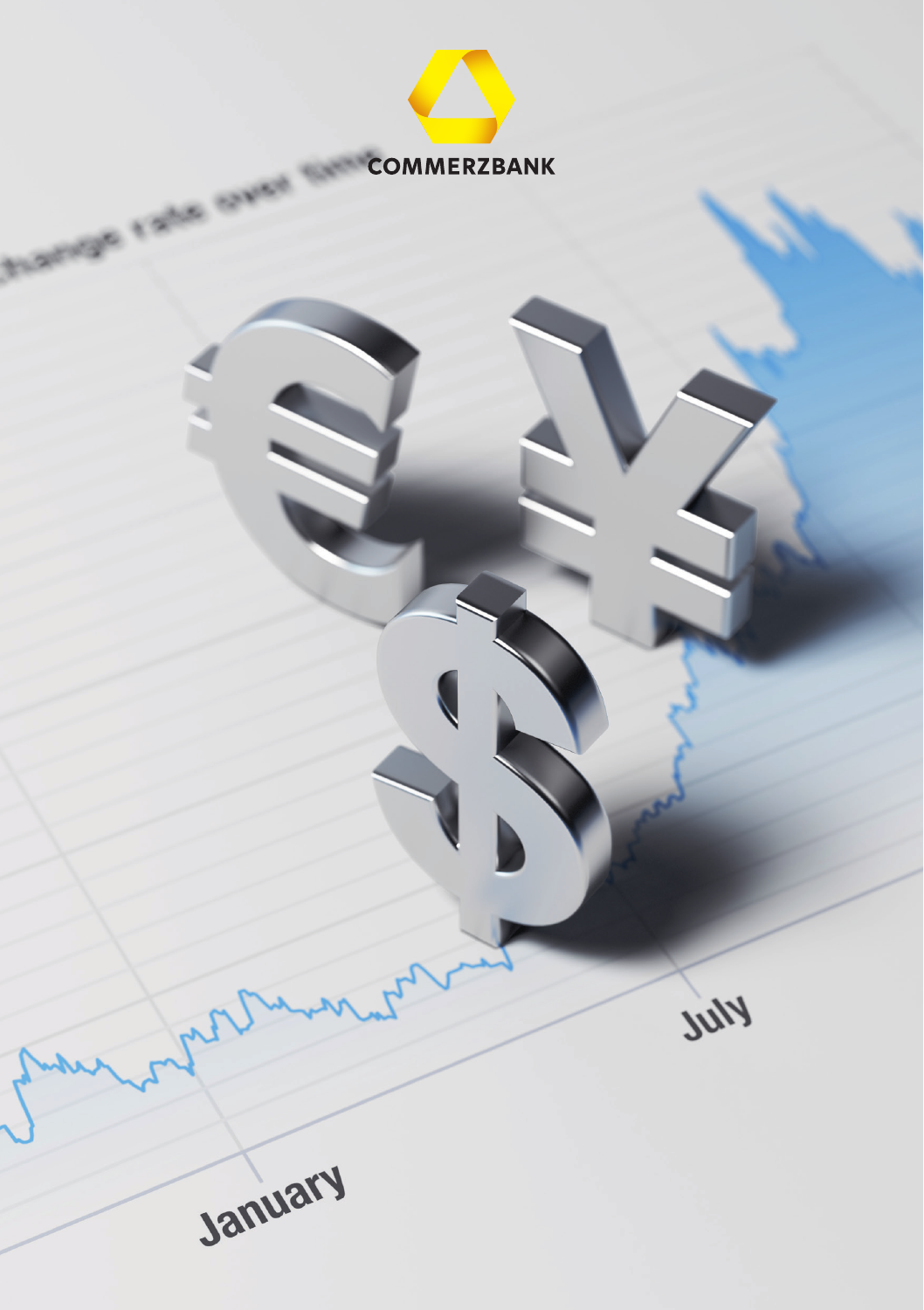COMMERZBANK